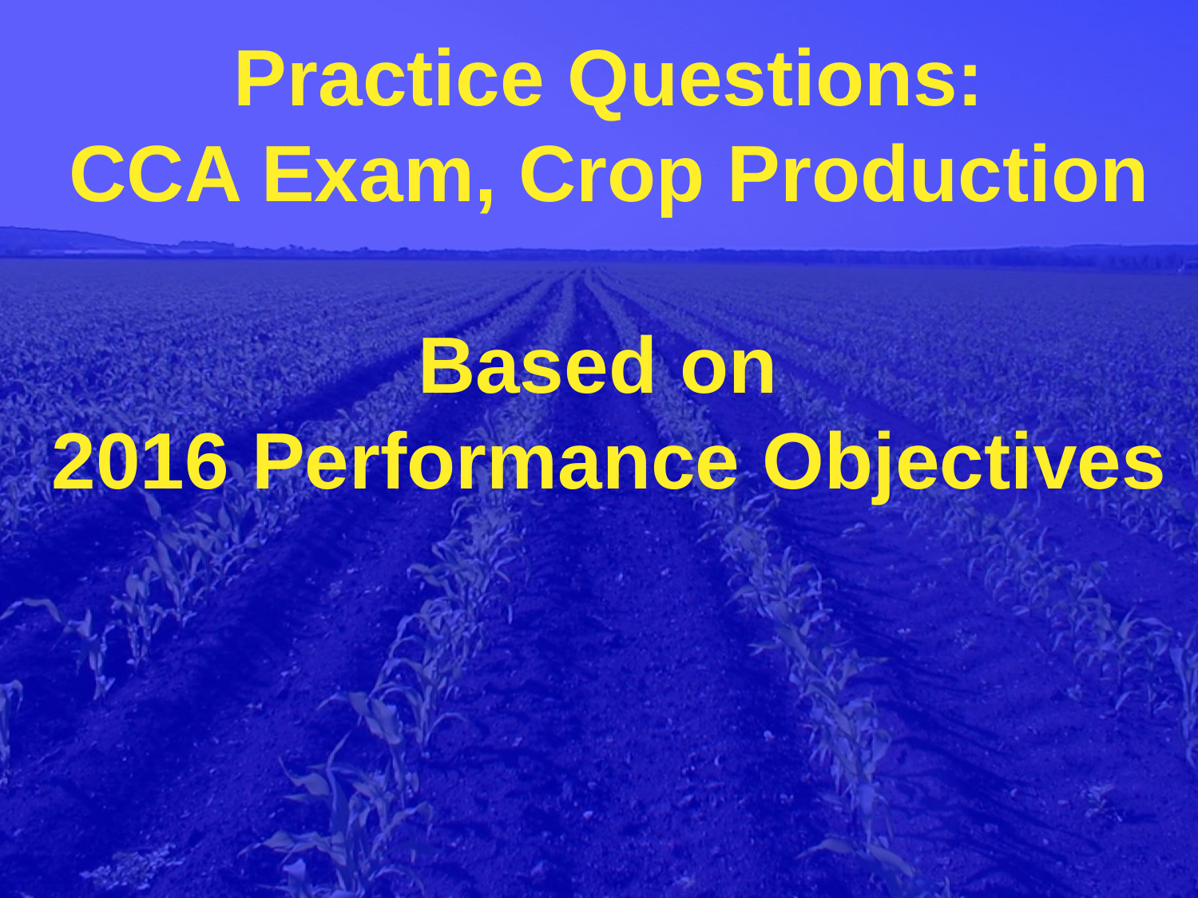# Practice Questions:
# CCA Exam, Crop Production

## Based on
## 2016 Performance Objectives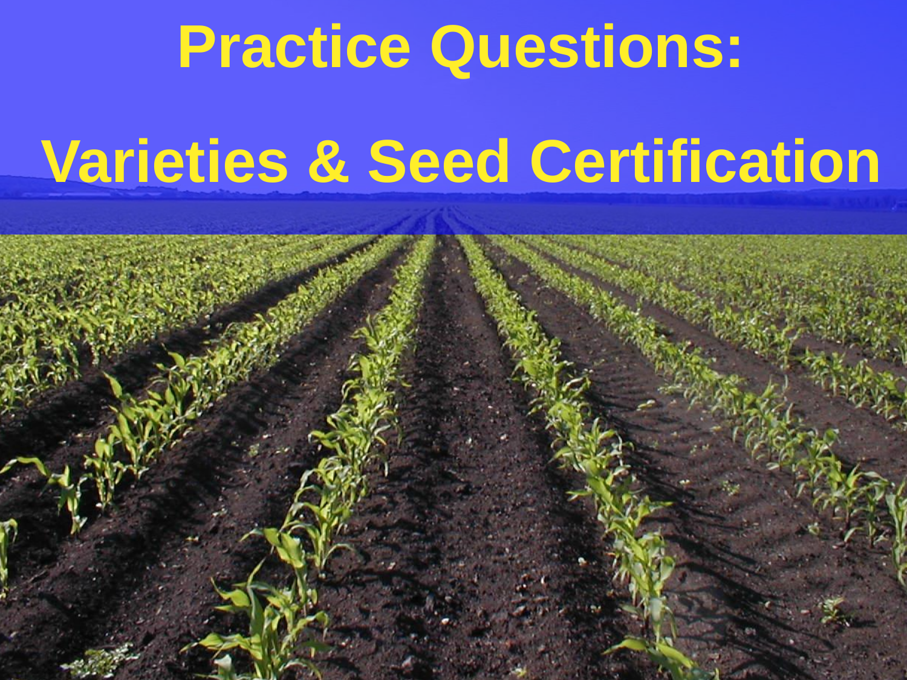# Practice Questions:

# Varieties & Seed Certification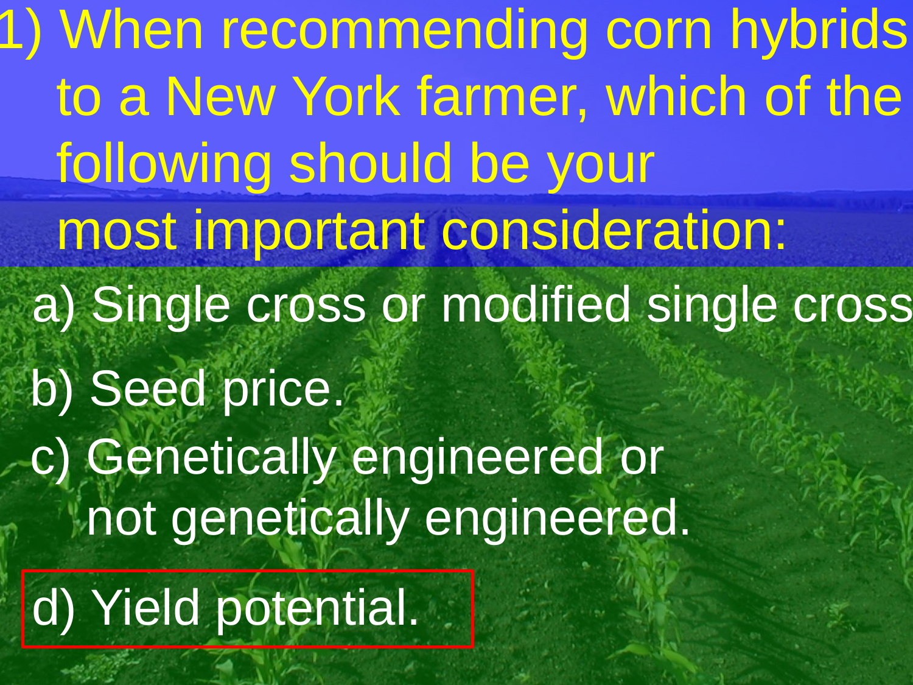1) When recommending corn hybrids to a New York farmer, which of the following should be your most important consideration:

a) Single cross or modified single cross

b) Seed price.

c) Genetically engineered or not genetically engineered.

d) Yield potential.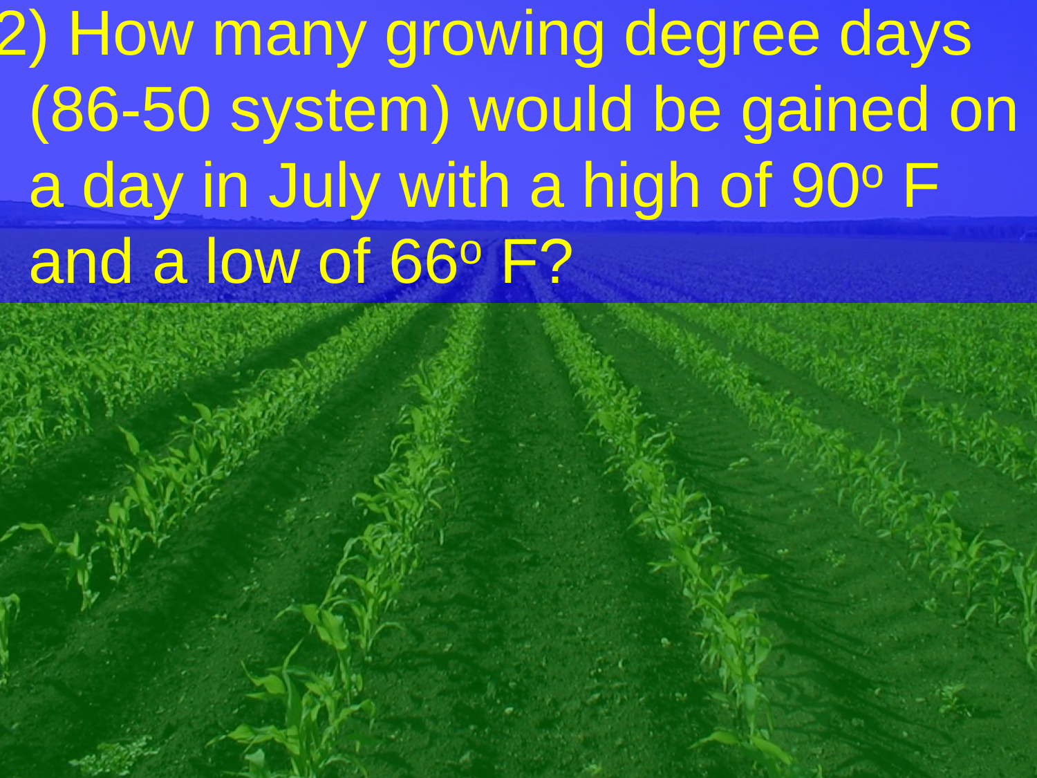2) How many growing degree days (86-50 system) would be gained on a day in July with a high of 90º F and a low of 66º F?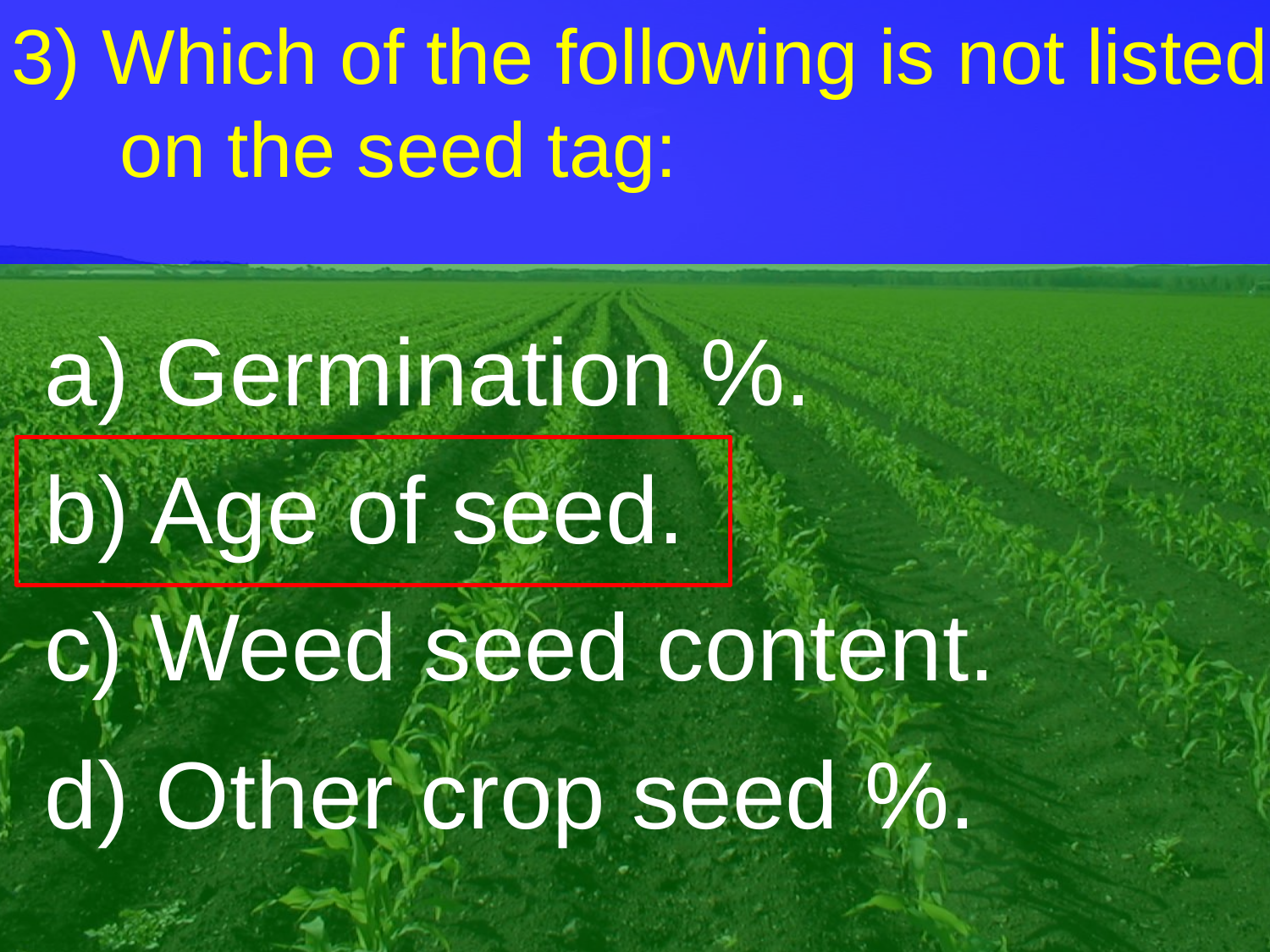# 3) Which of the following is not listed on the seed tag:

a) Germination %.

b) Age of seed.

c) Weed seed content.

d) Other crop seed %.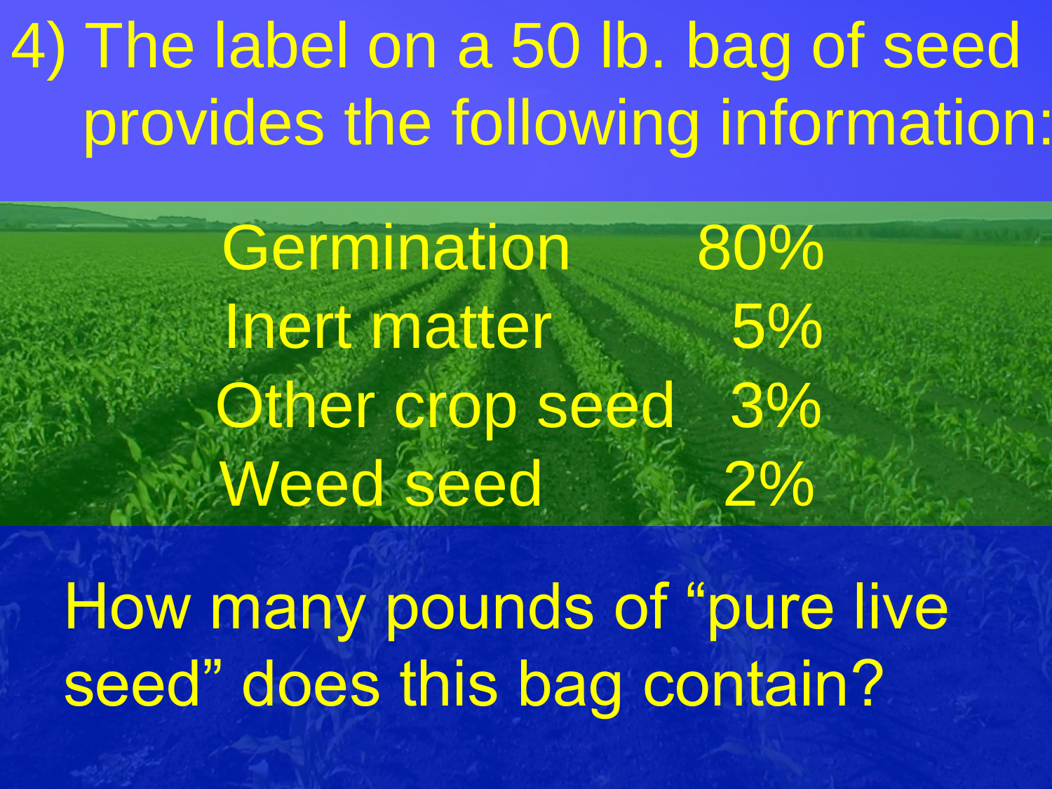4) The label on a 50 lb. bag of seed provides the following information:

| | |
|---|---|
| Germination | 80% |
| Inert matter | 5% |
| Other crop seed | 3% |
| Weed seed | 2% |

How many pounds of "pure live seed" does this bag contain?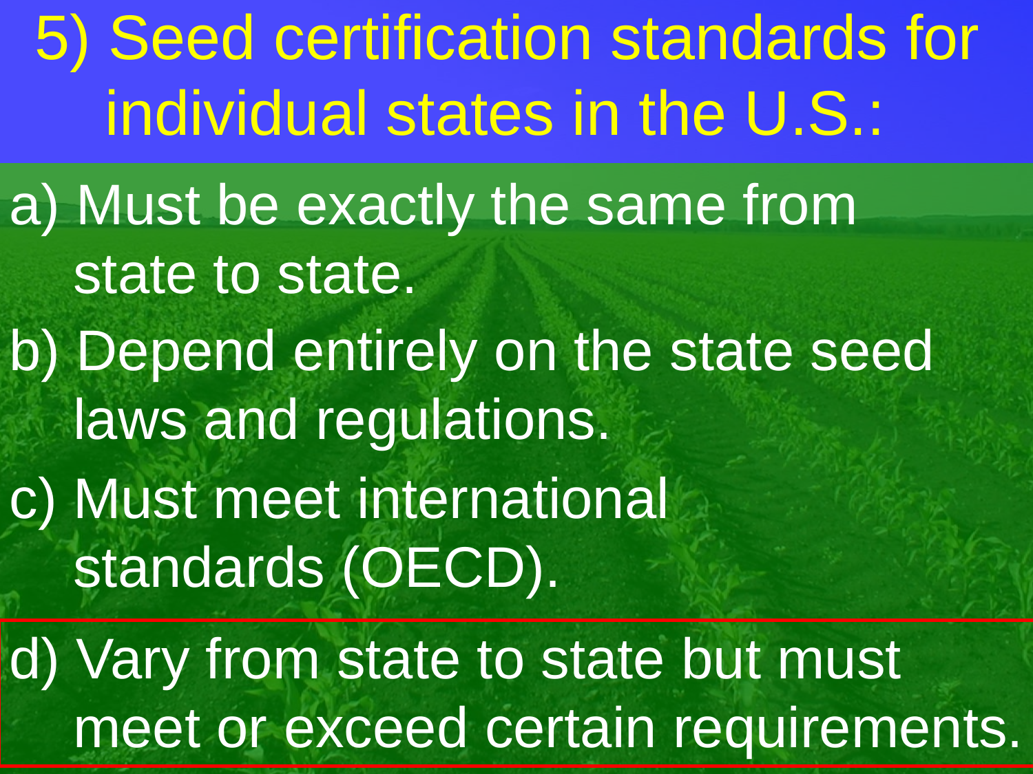# 5) Seed certification standards for individual states in the U.S.:

a) Must be exactly the same from state to state.

b) Depend entirely on the state seed laws and regulations.

c) Must meet international standards (OECD).

d) Vary from state to state but must meet or exceed certain requirements.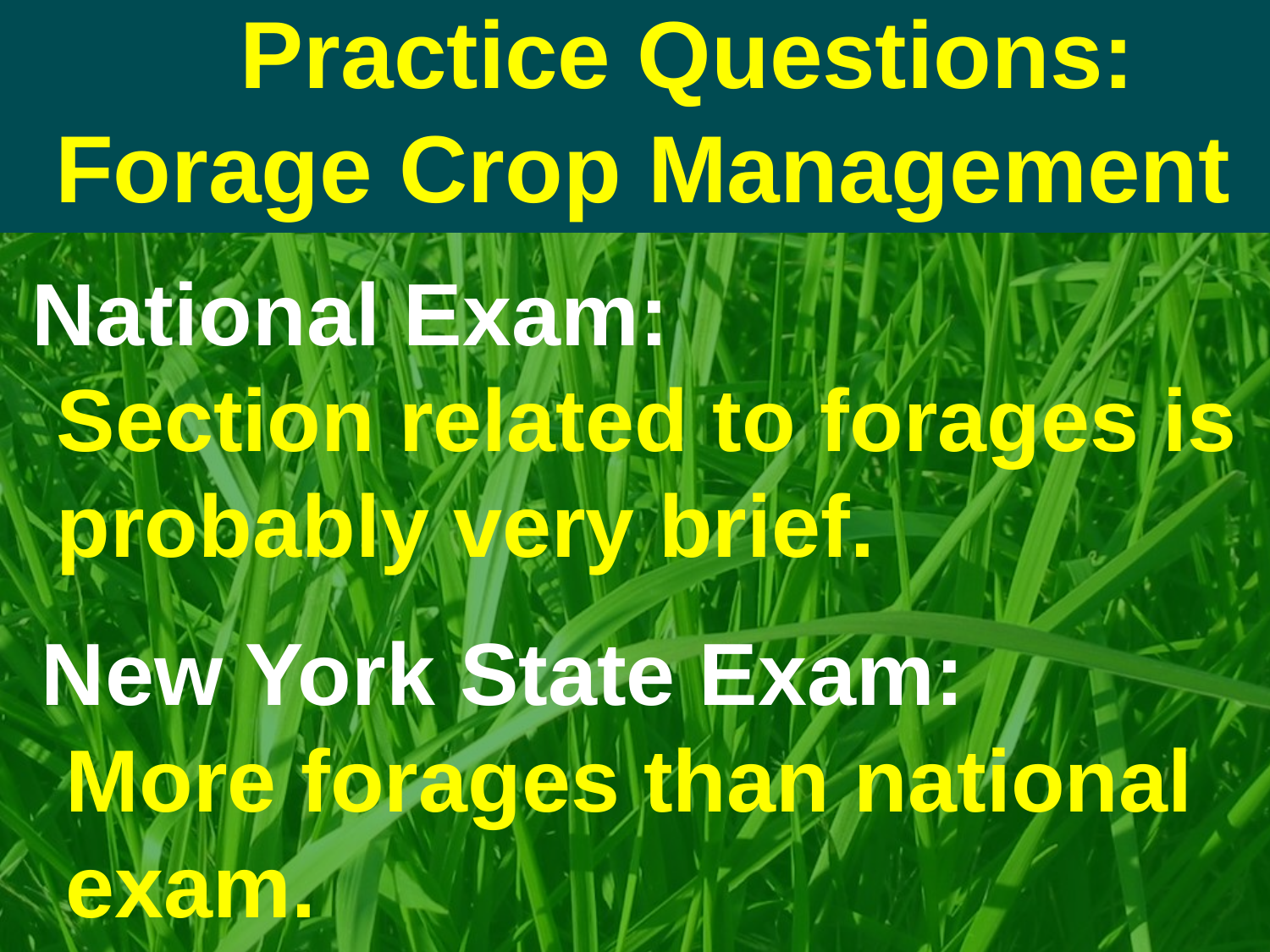# Practice Questions: Forage Crop Management

**National Exam:**

Section related to forages is probably very brief.

**New York State Exam:**

More forages than national exam.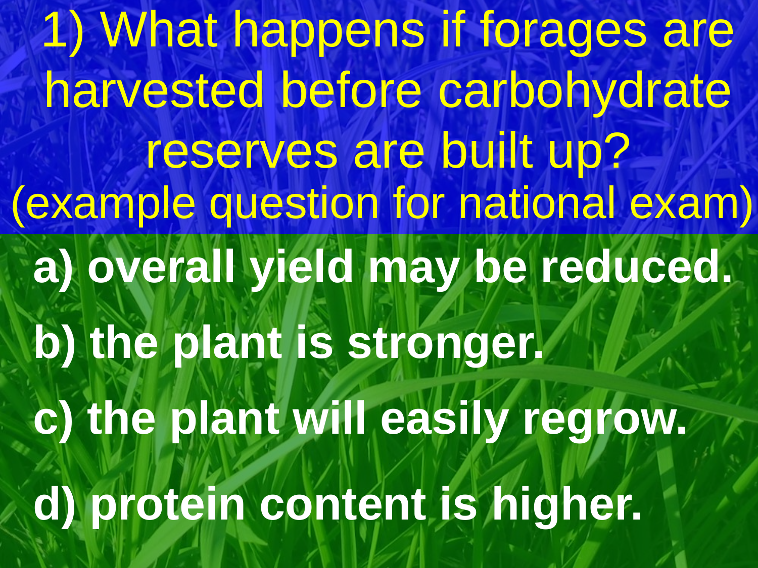# 1) What happens if forages are harvested before carbohydrate reserves are built up?

(example question for national exam)

**a) overall yield may be reduced.**

**b) the plant is stronger.**

**c) the plant will easily regrow.**

**d) protein content is higher.**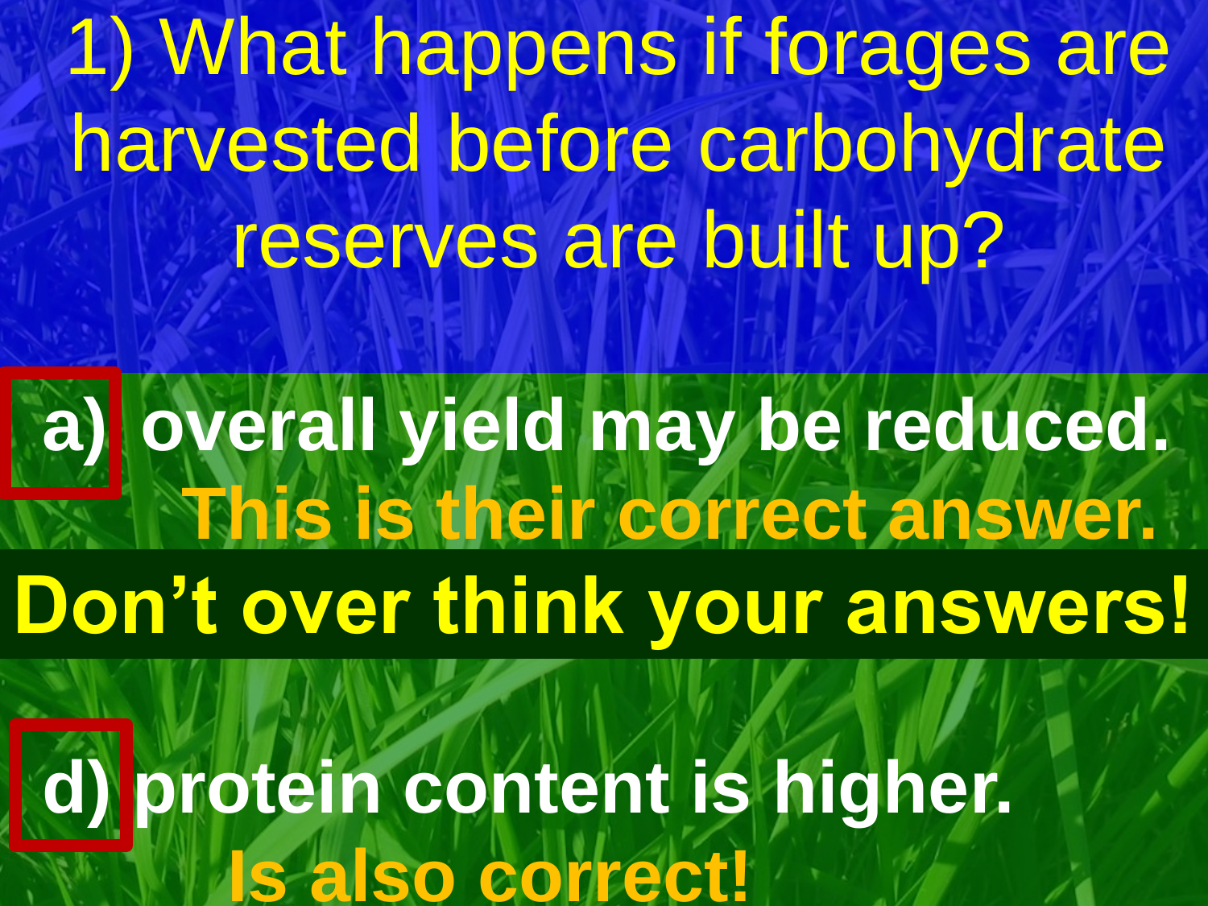# 1) What happens if forages are harvested before carbohydrate reserves are built up?

**a) overall yield may be reduced.**

**This is their correct answer.**

**Don’t over think your answers!**

**d) protein content is higher.**

**Is also correct!**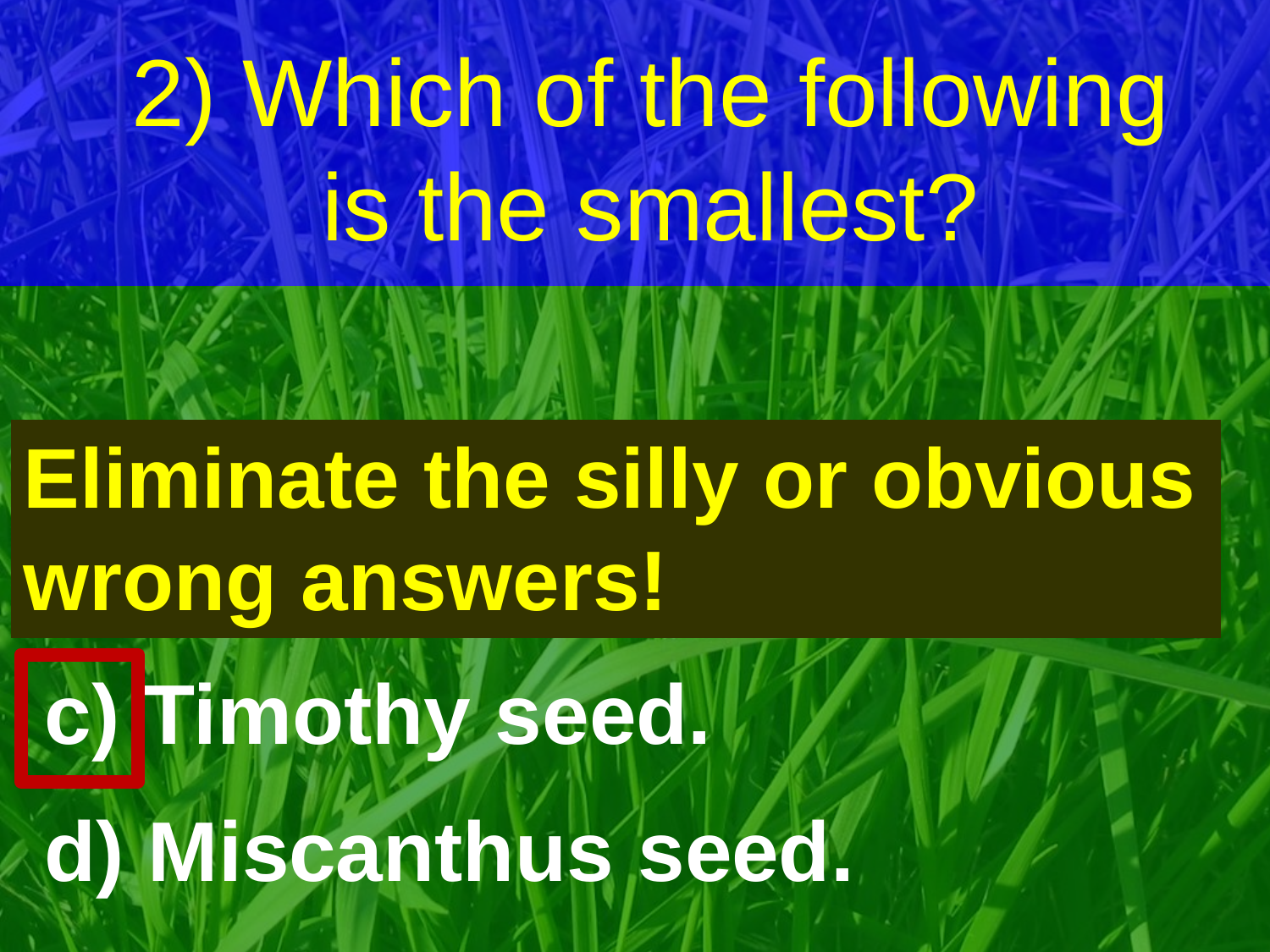# 2) Which of the following is the smallest?

**Eliminate the silly or obvious wrong answers!**

**c) Timothy seed.**

**d) Miscanthus seed.**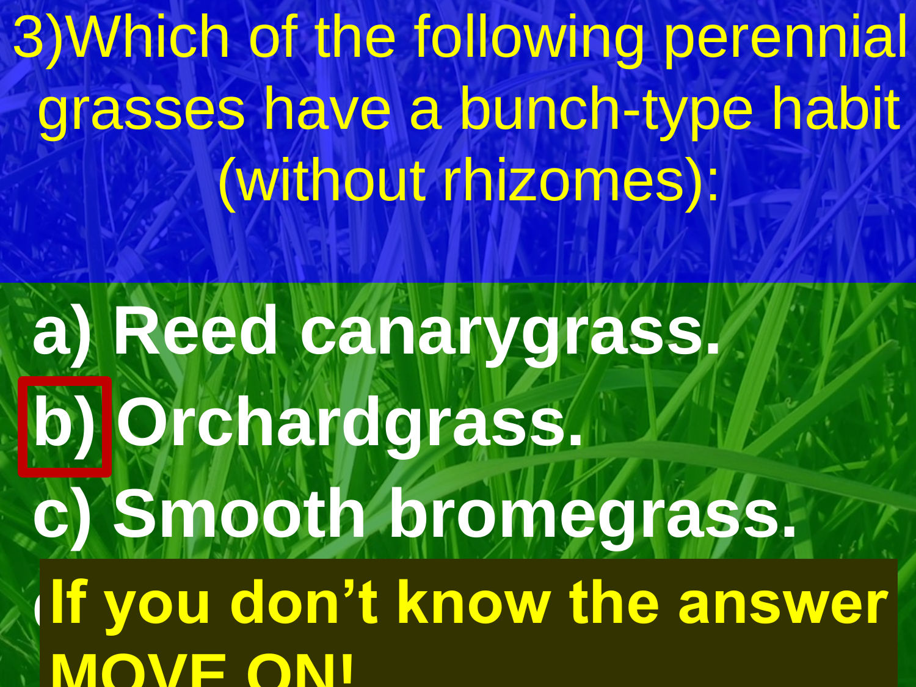3)Which of the following perennial grasses have a bunch-type habit (without rhizomes):

**a) Reed canarygrass.**

**b) Orchardgrass.**

**c) Smooth bromegrass.**

**If you don't know the answer MOVE ON!**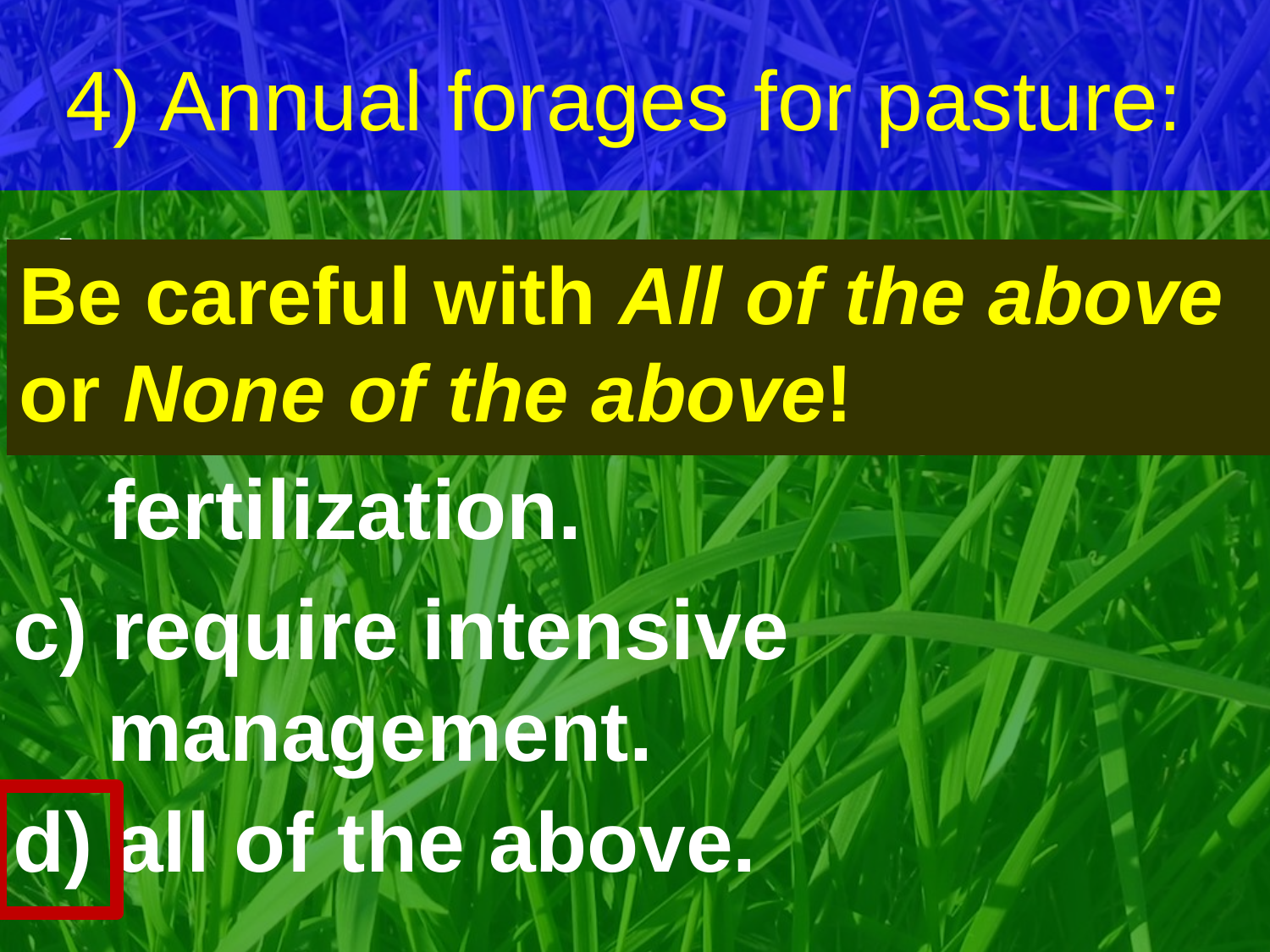# 4) Annual forages for pasture:

**Be careful with *All of the above* or *None of the above*!**

fertilization.

c) require intensive management.

d) all of the above.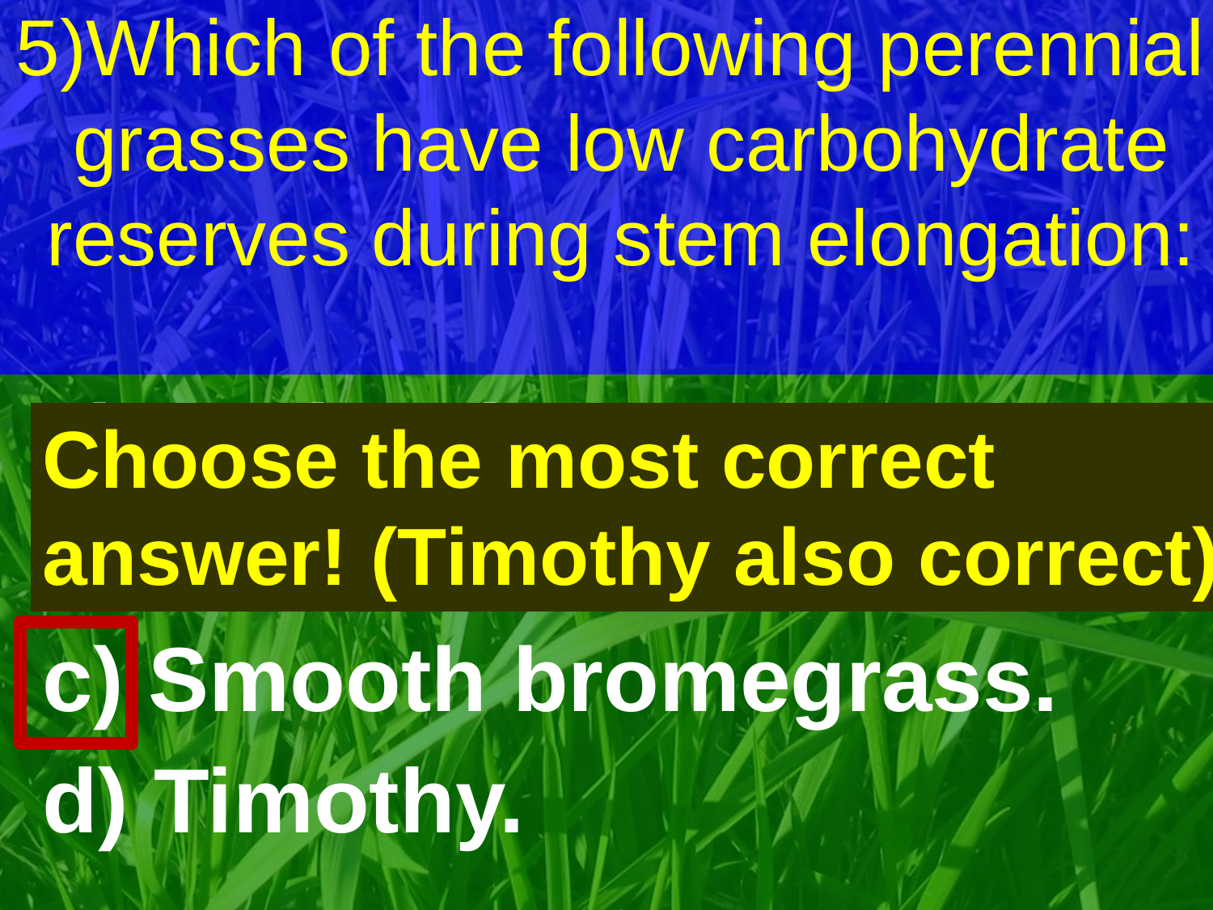# 5)Which of the following perennial grasses have low carbohydrate reserves during stem elongation:

**Choose the most correct answer! (Timothy also correct)**

**c) Smooth bromegrass.**

**d) Timothy.**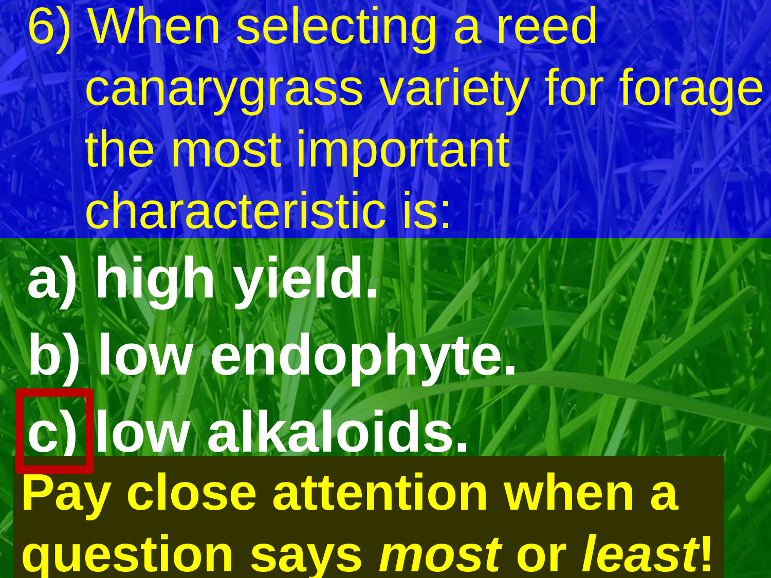6) When selecting a reed canarygrass variety for forage the most important characteristic is:

**a) high yield.**

**b) low endophyte.**

**c) low alkaloids.**

**Pay close attention when a question says *most* or *least*!**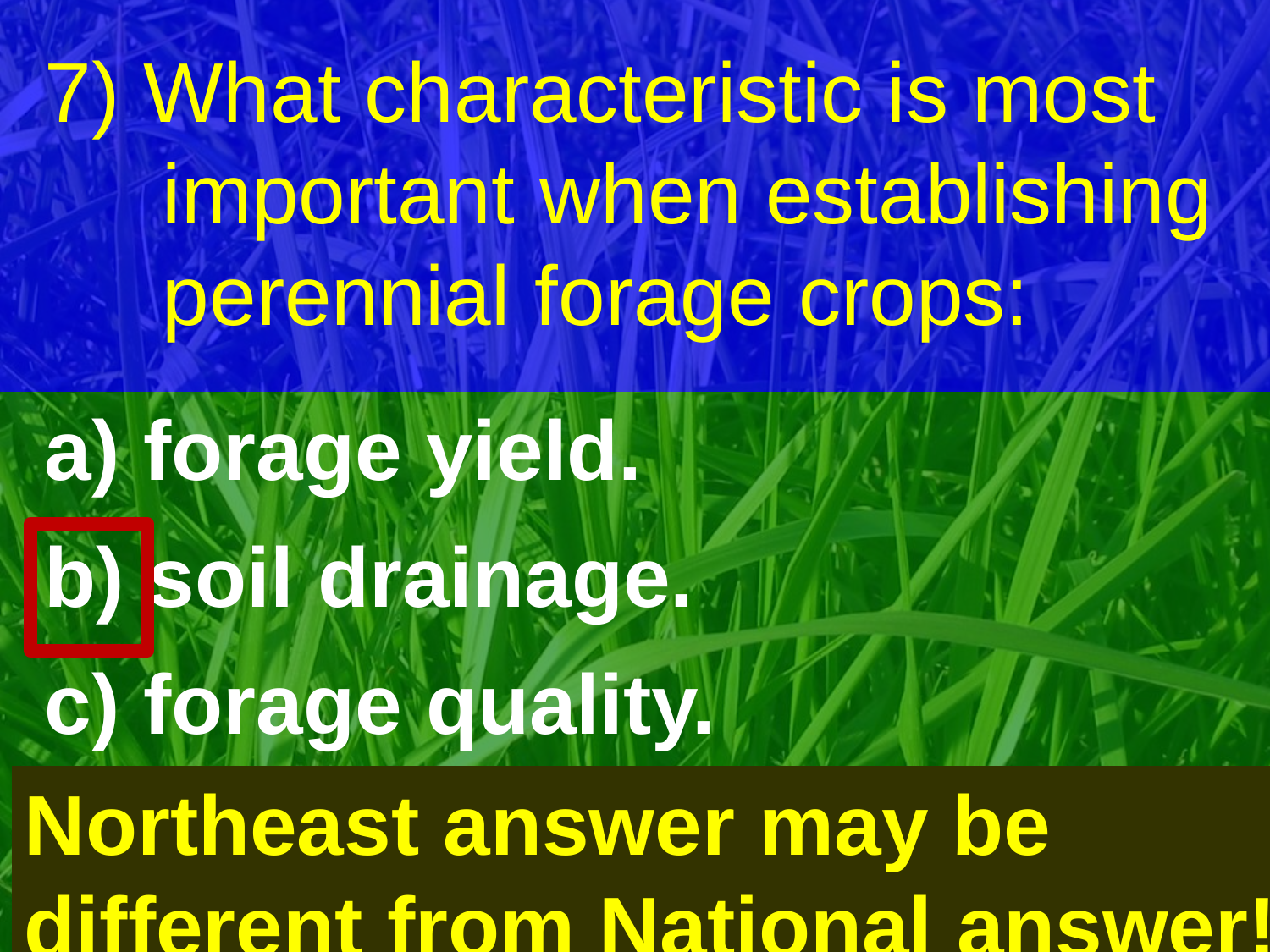7) What characteristic is most important when establishing perennial forage crops:

a) forage yield.

b) soil drainage.

c) forage quality.

**Northeast answer may be different from National answer!**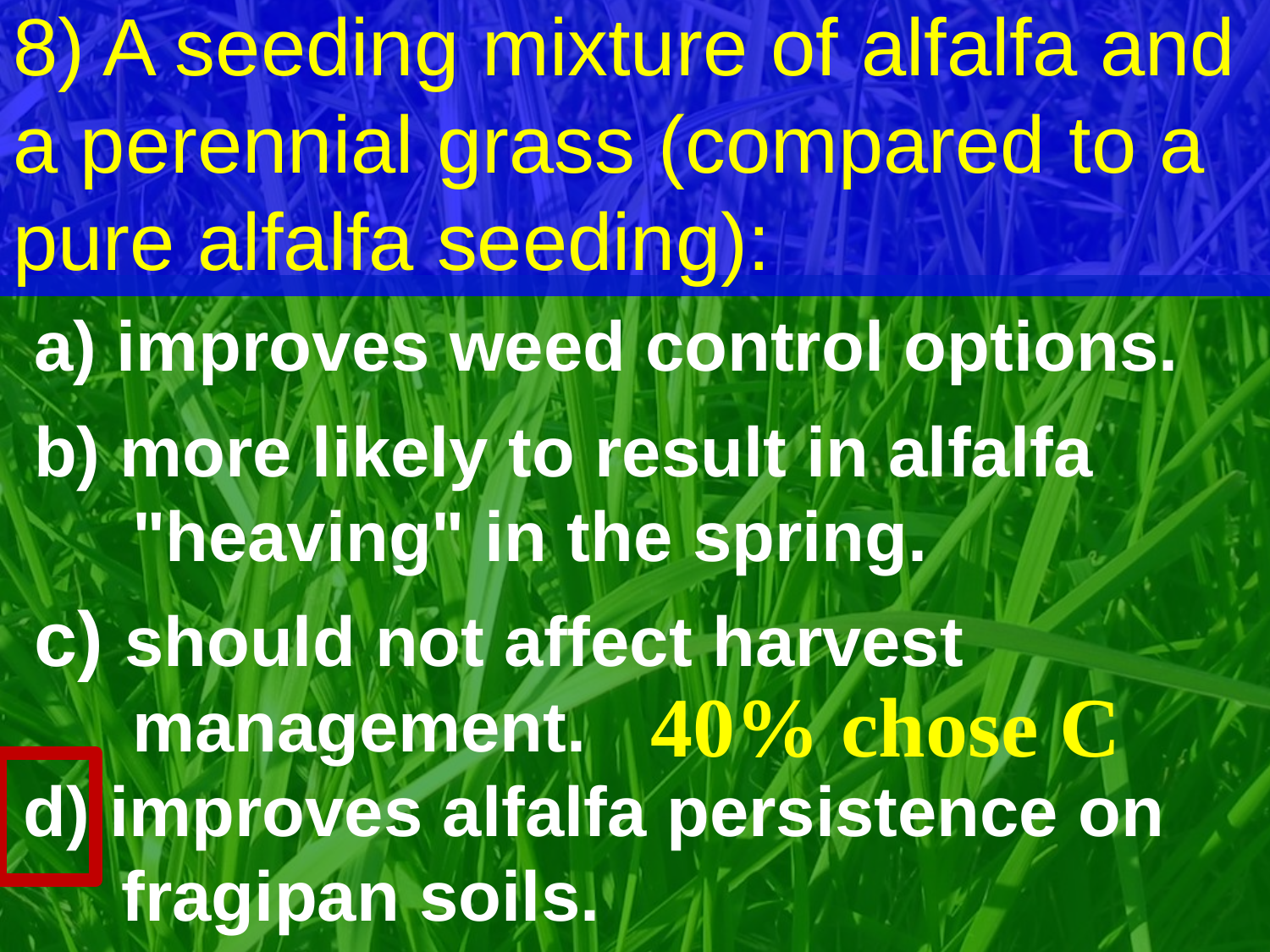# 8) A seeding mixture of alfalfa and a perennial grass (compared to a pure alfalfa seeding):

a) improves weed control options.

b) more likely to result in alfalfa "heaving" in the spring.

c) should not affect harvest management. **40% chose C**

d) improves alfalfa persistence on fragipan soils.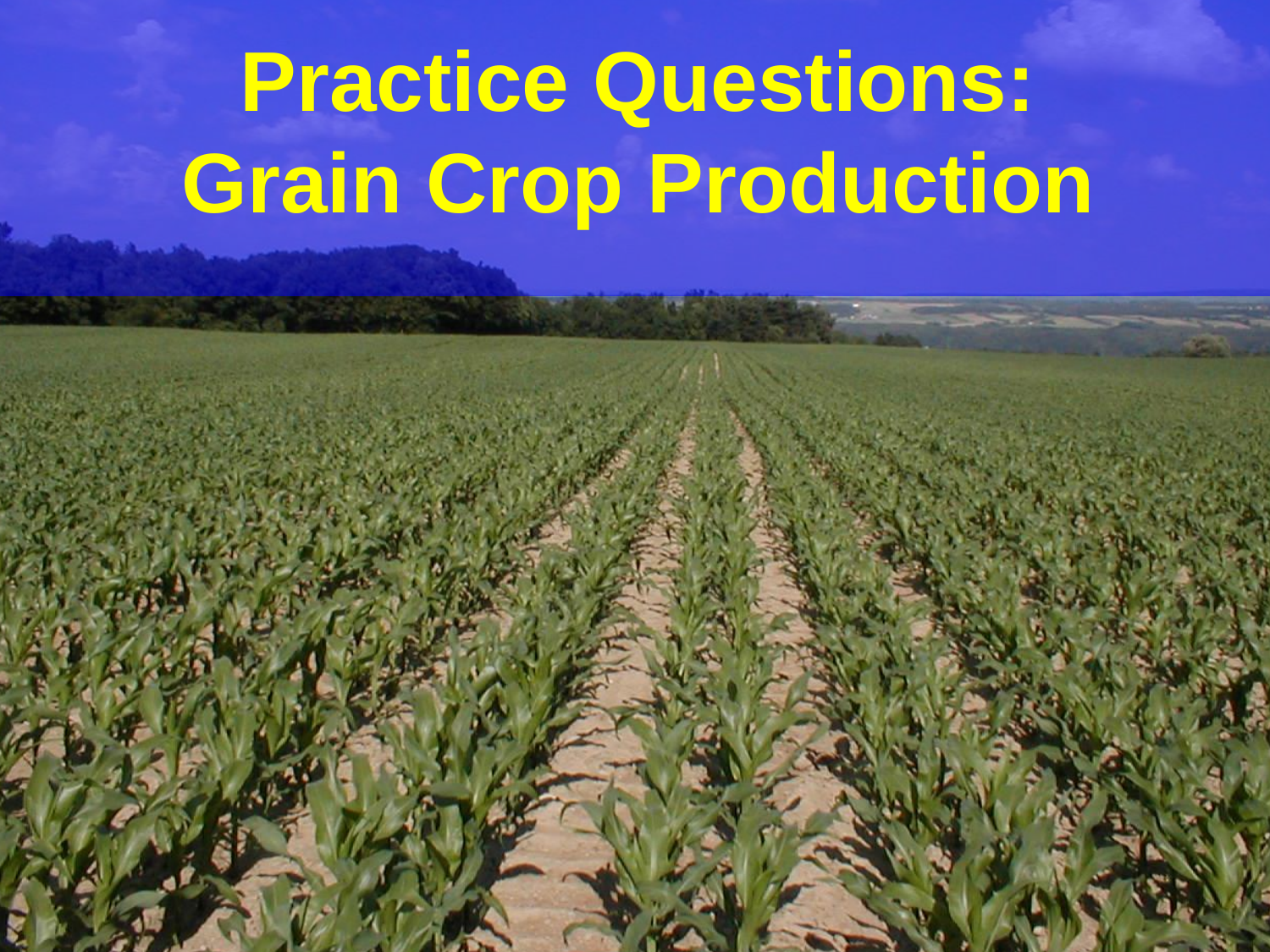# Practice Questions: Grain Crop Production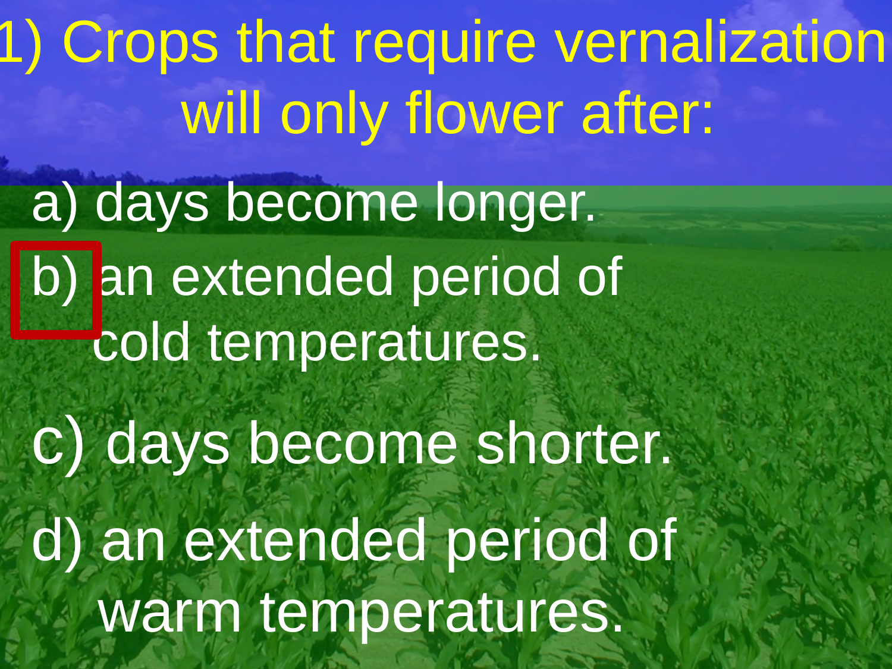# 1) Crops that require vernalization will only flower after:

a) days become longer.

b) an extended period of cold temperatures.

c) days become shorter.

d) an extended period of warm temperatures.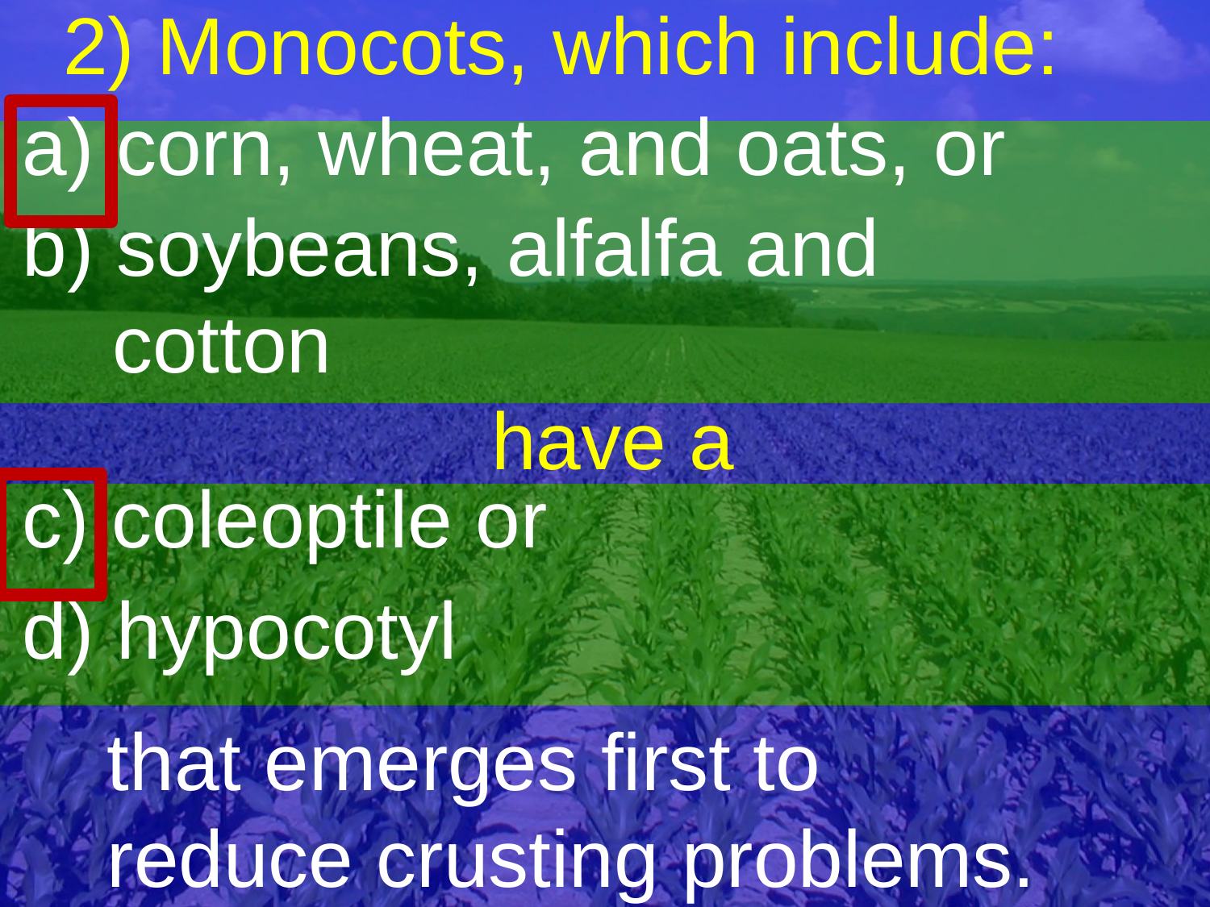## 2) Monocots, which include:

a) corn, wheat, and oats, or

b) soybeans, alfalfa and cotton

have a

c) coleoptile or

d) hypocotyl

that emerges first to reduce crusting problems.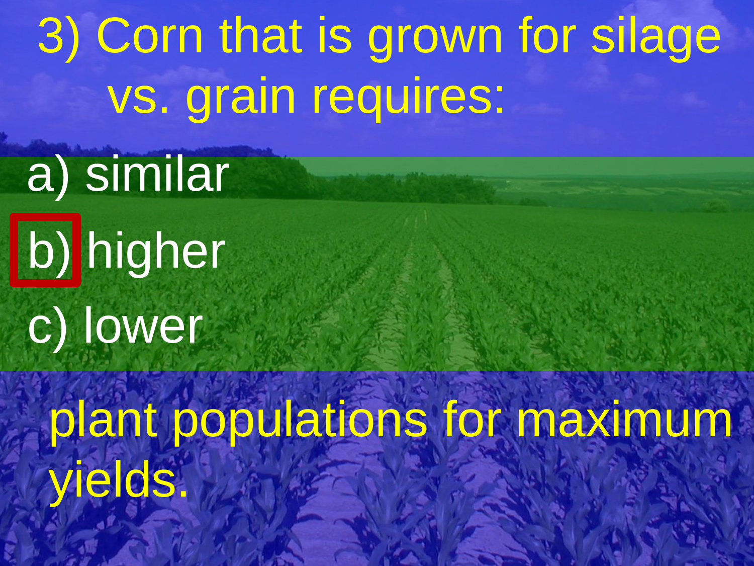# 3) Corn that is grown for silage vs. grain requires:

a) similar

b) higher

c) lower

plant populations for maximum yields.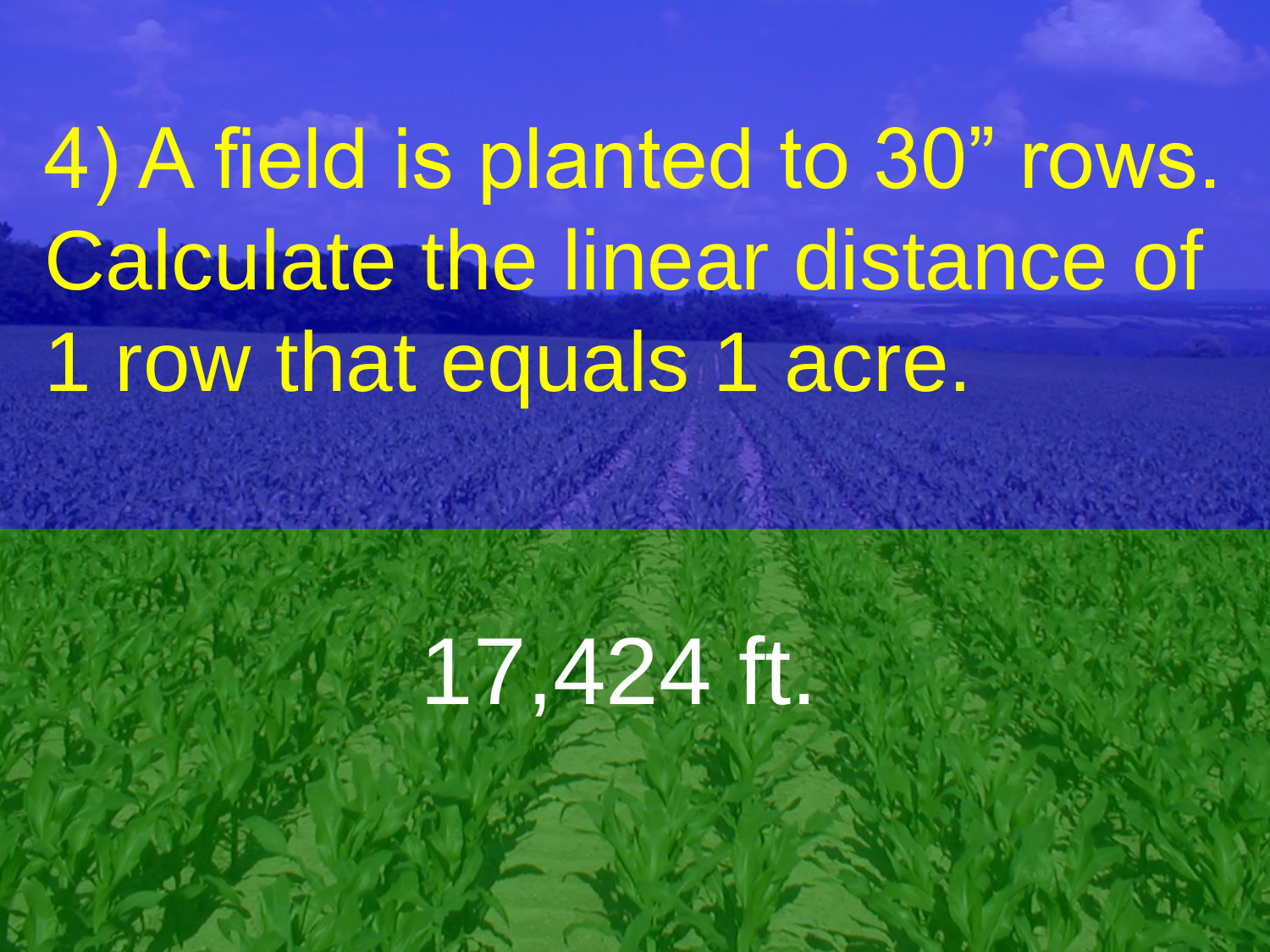4) A field is planted to 30” rows. Calculate the linear distance of 1 row that equals 1 acre.

17,424 ft.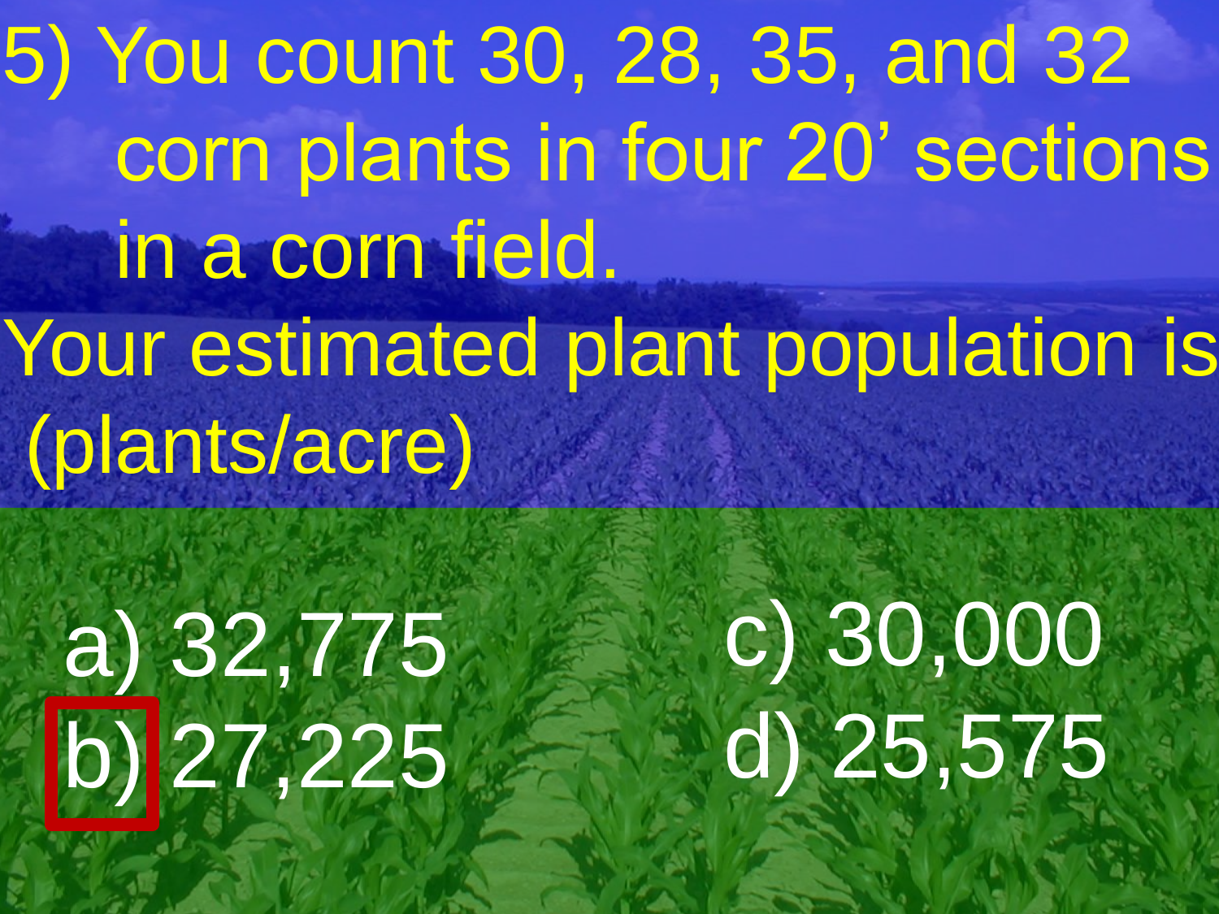5) You count 30, 28, 35, and 32 corn plants in four 20' sections in a corn field.

Your estimated plant population is (plants/acre)

a) 32,775

b) 27,225

c) 30,000

d) 25,575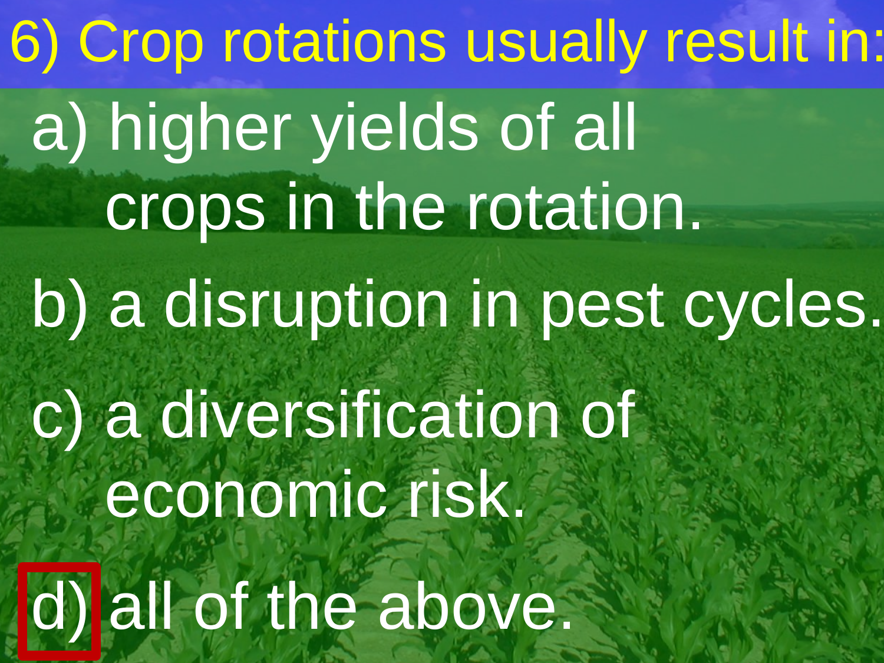# 6) Crop rotations usually result in:

a) higher yields of all crops in the rotation.

b) a disruption in pest cycles.

c) a diversification of economic risk.

d) all of the above.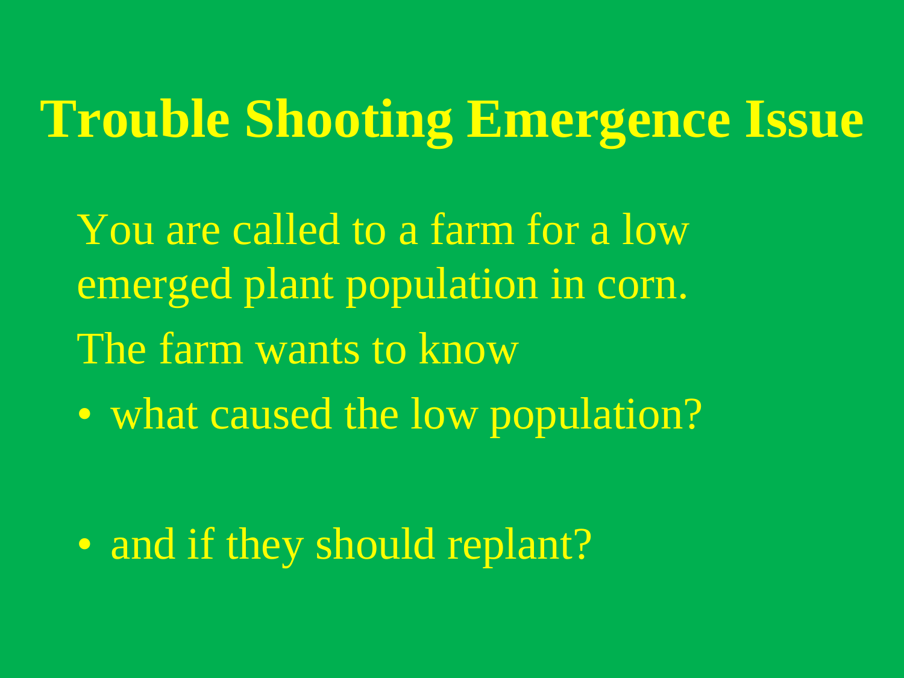# Trouble Shooting Emergence Issue

You are called to a farm for a low emerged plant population in corn.

The farm wants to know

- what caused the low population?
- and if they should replant?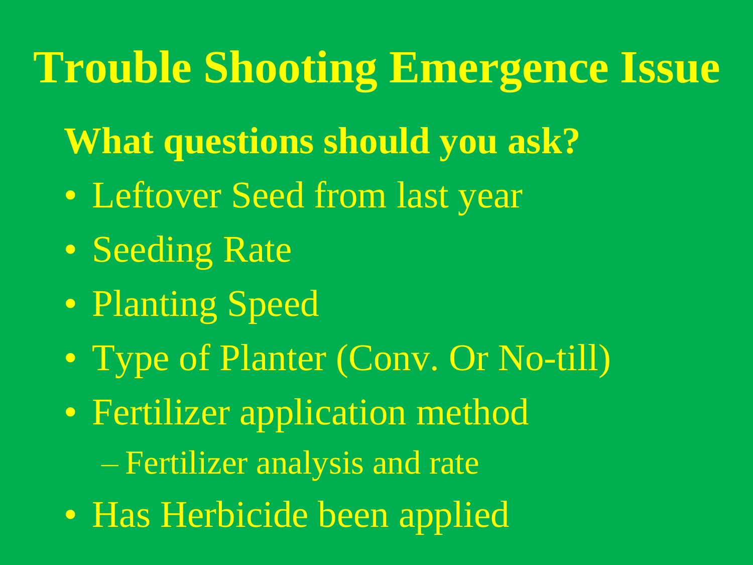# Trouble Shooting Emergence Issue

## What questions should you ask?

- Leftover Seed from last year
- Seeding Rate
- Planting Speed
- Type of Planter (Conv. Or No-till)
- Fertilizer application method
  - Fertilizer analysis and rate
- Has Herbicide been applied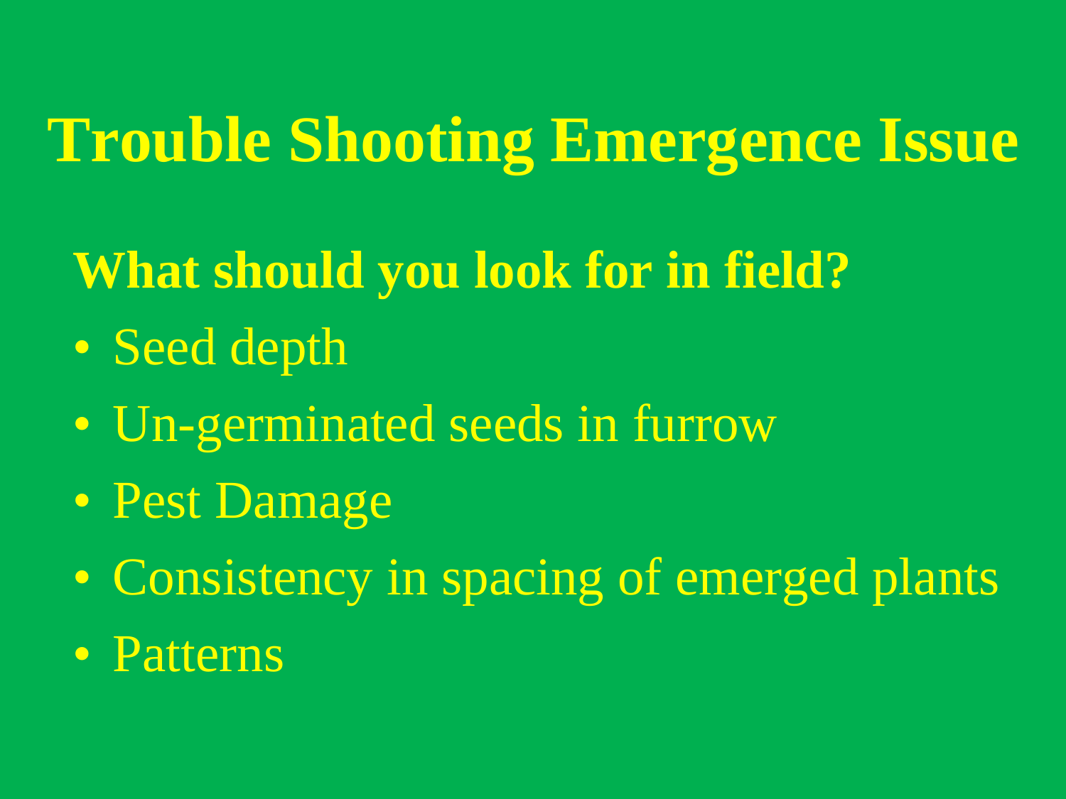# Trouble Shooting Emergence Issue

**What should you look for in field?**

- Seed depth
- Un-germinated seeds in furrow
- Pest Damage
- Consistency in spacing of emerged plants
- Patterns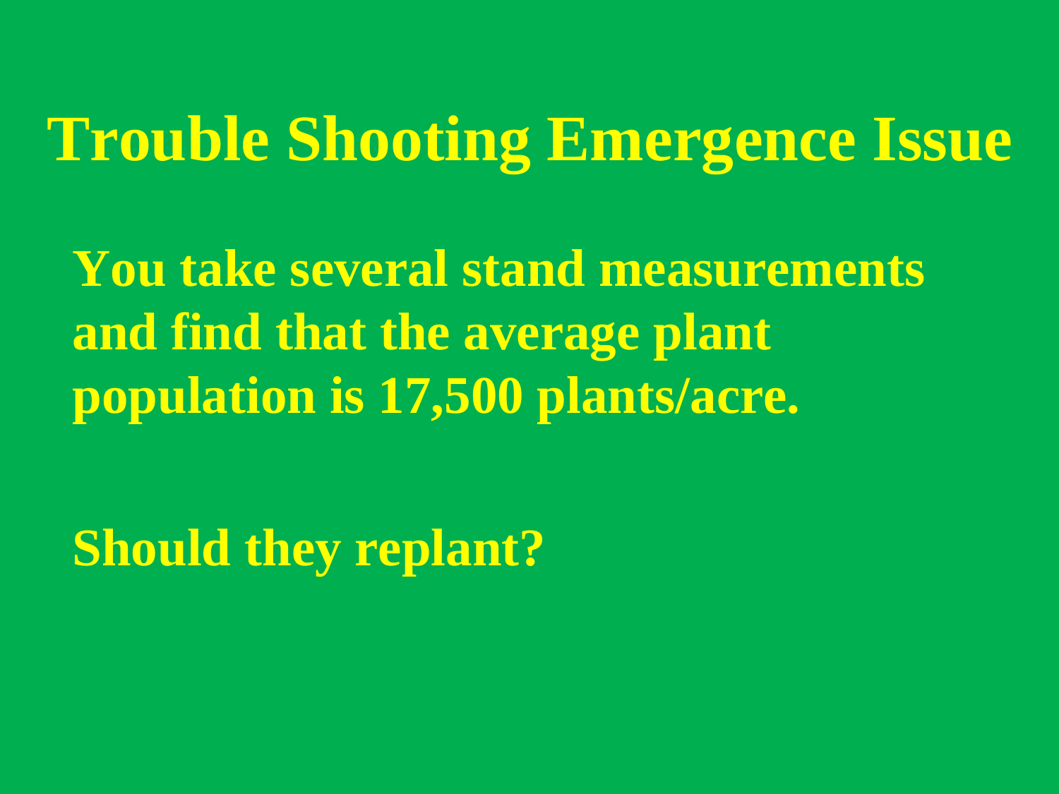# Trouble Shooting Emergence Issue

**You take several stand measurements and find that the average plant population is 17,500 plants/acre.**

**Should they replant?**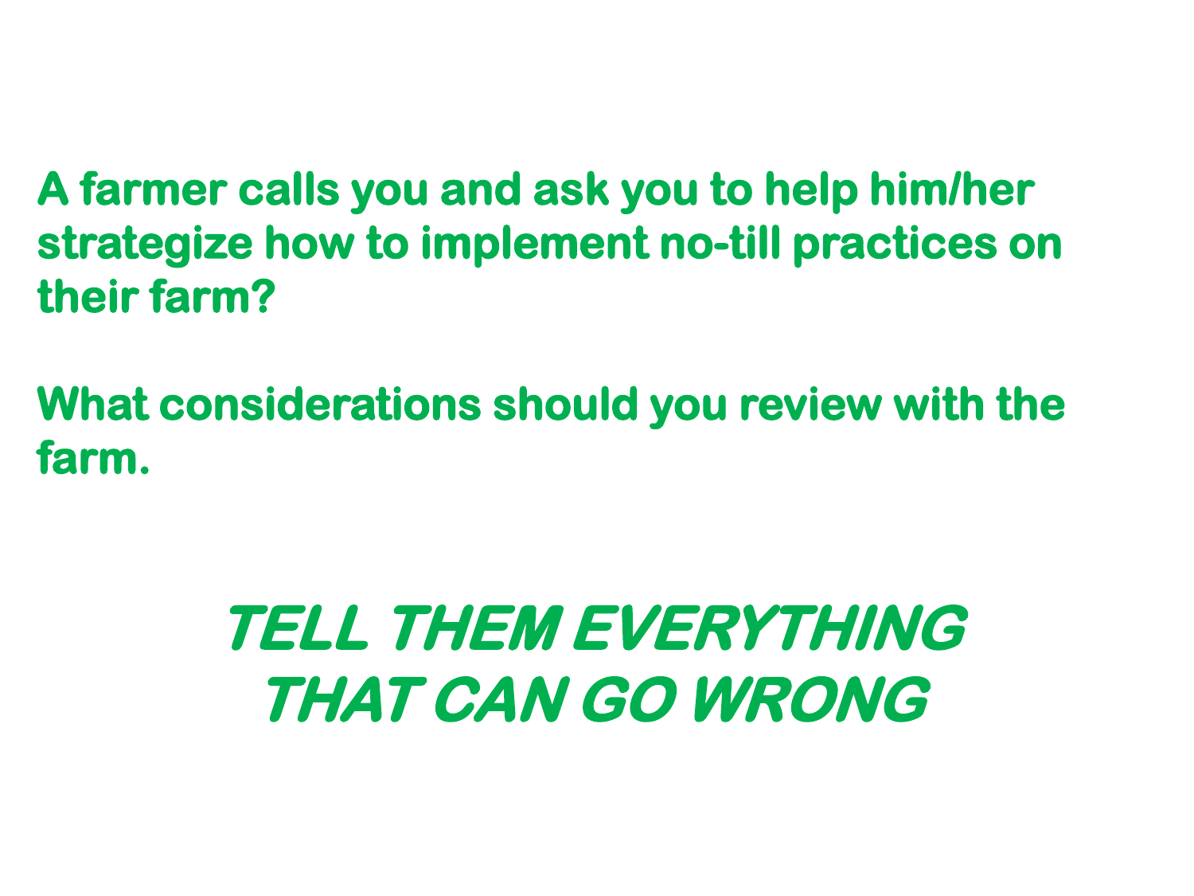**A farmer calls you and ask you to help him/her strategize how to implement no-till practices on their farm?**

**What considerations should you review with the farm.**

***TELL THEM EVERYTHING THAT CAN GO WRONG***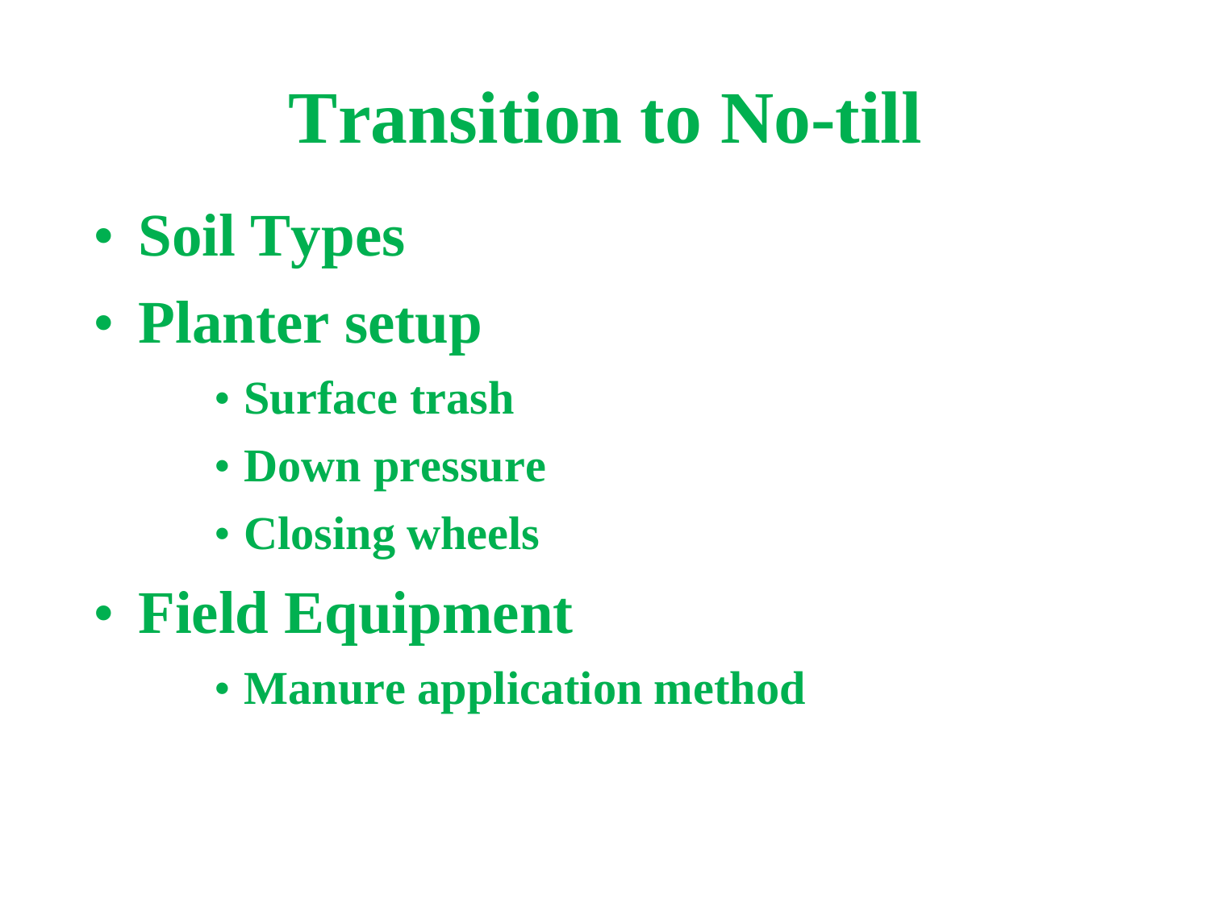# Transition to No-till

- Soil Types
- Planter setup
  - Surface trash
  - Down pressure
  - Closing wheels
- Field Equipment
  - Manure application method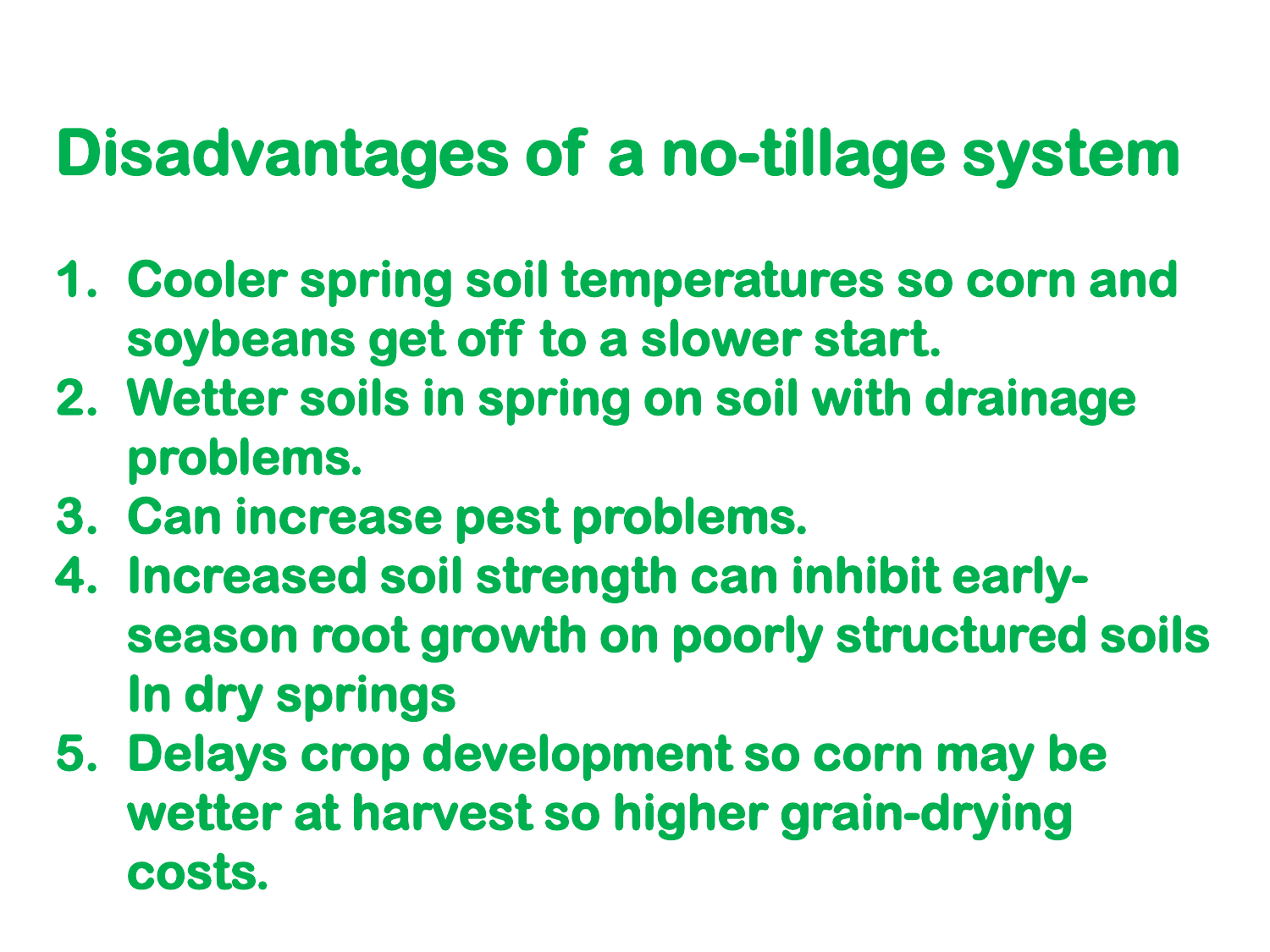# Disadvantages of a no-tillage system

1. Cooler spring soil temperatures so corn and soybeans get off to a slower start.
2. Wetter soils in spring on soil with drainage problems.
3. Can increase pest problems.
4. Increased soil strength can inhibit early-season root growth on poorly structured soils In dry springs
5. Delays crop development so corn may be wetter at harvest so higher grain-drying costs.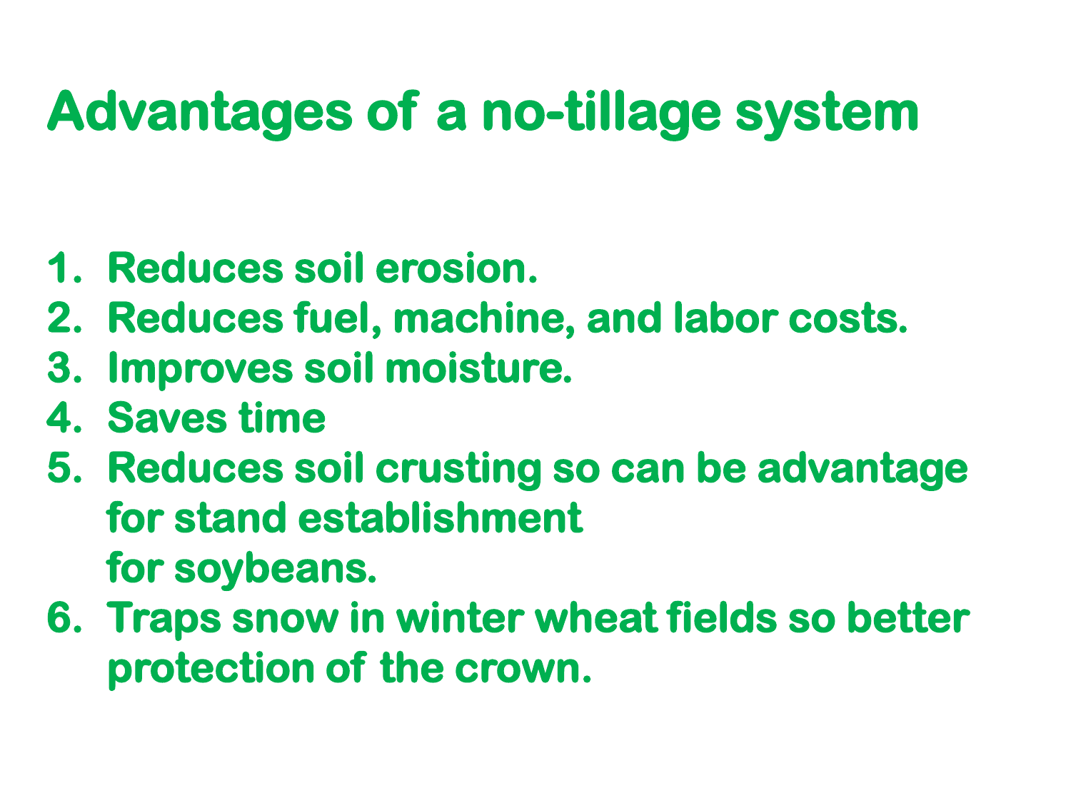# Advantages of a no-tillage system

1. Reduces soil erosion.
2. Reduces fuel, machine, and labor costs.
3. Improves soil moisture.
4. Saves time
5. Reduces soil crusting so can be advantage for stand establishment for soybeans.
6. Traps snow in winter wheat fields so better protection of the crown.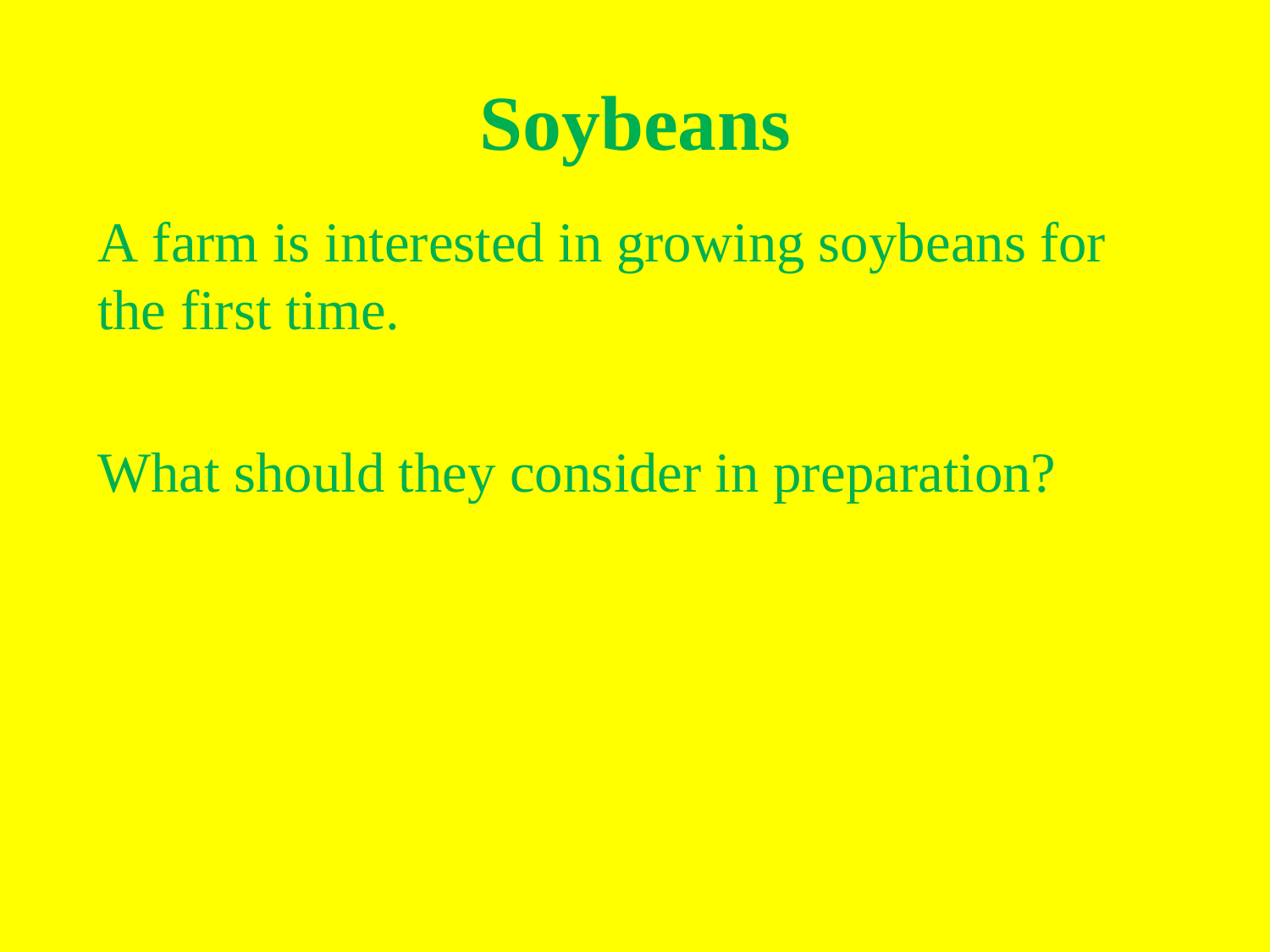# Soybeans

A farm is interested in growing soybeans for the first time.

What should they consider in preparation?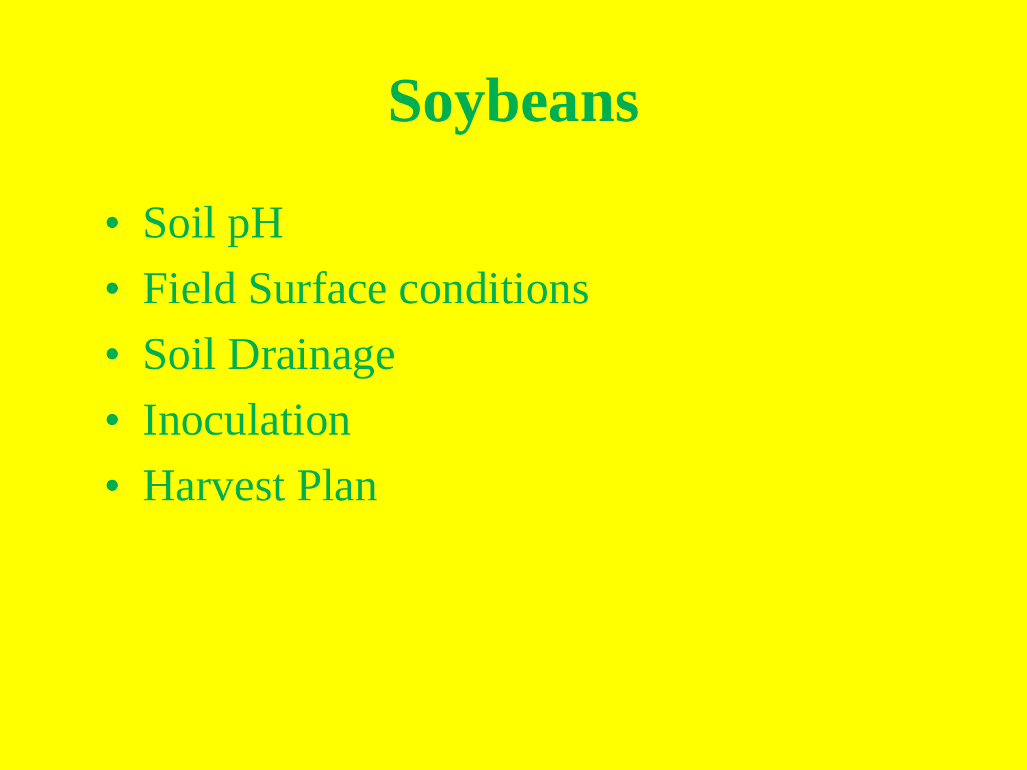# Soybeans

- Soil pH
- Field Surface conditions
- Soil Drainage
- Inoculation
- Harvest Plan